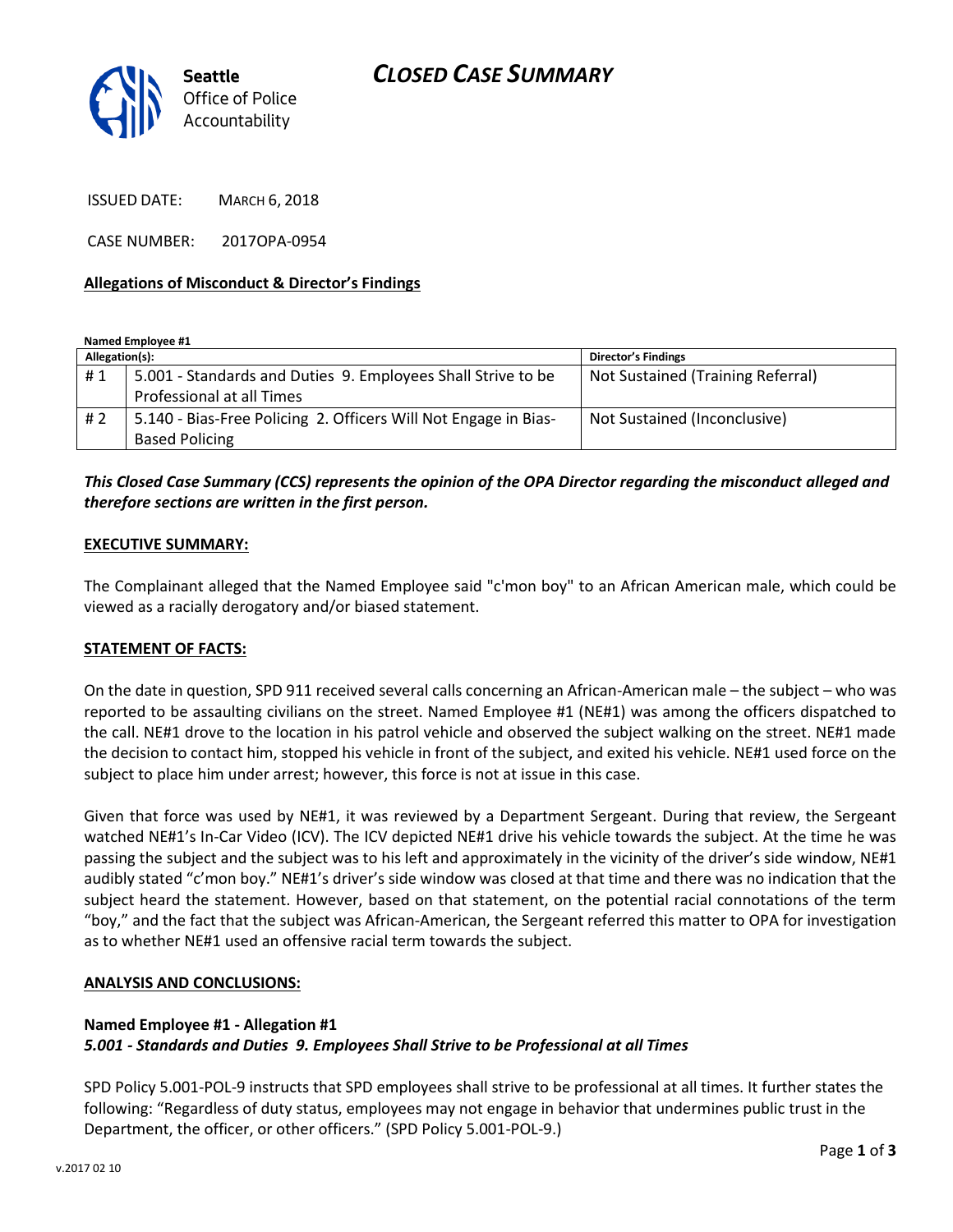Seattle Office of Police Accountability

# CLOSED CASE SUMMARY

ISSUED DATE: MARCH 6, 2018

CASE NUMBER: 2017OPA-0954

## Allegations of Misconduct & Director's Findings

**Named Employee #1**

| Allegation(s): | | Director's Findings |
|---|---|---|
| # 1 | 5.001 - Standards and Duties 9. Employees Shall Strive to be Professional at all Times | Not Sustained (Training Referral) |
| # 2 | 5.140 - Bias-Free Policing 2. Officers Will Not Engage in Bias-Based Policing | Not Sustained (Inconclusive) |

***This Closed Case Summary (CCS) represents the opinion of the OPA Director regarding the misconduct alleged and therefore sections are written in the first person.***

### EXECUTIVE SUMMARY:

The Complainant alleged that the Named Employee said "c'mon boy" to an African American male, which could be viewed as a racially derogatory and/or biased statement.

### STATEMENT OF FACTS:

On the date in question, SPD 911 received several calls concerning an African-American male – the subject – who was reported to be assaulting civilians on the street. Named Employee #1 (NE#1) was among the officers dispatched to the call. NE#1 drove to the location in his patrol vehicle and observed the subject walking on the street. NE#1 made the decision to contact him, stopped his vehicle in front of the subject, and exited his vehicle. NE#1 used force on the subject to place him under arrest; however, this force is not at issue in this case.

Given that force was used by NE#1, it was reviewed by a Department Sergeant. During that review, the Sergeant watched NE#1's In-Car Video (ICV). The ICV depicted NE#1 drive his vehicle towards the subject. At the time he was passing the subject and the subject was to his left and approximately in the vicinity of the driver's side window, NE#1 audibly stated "c'mon boy." NE#1's driver's side window was closed at that time and there was no indication that the subject heard the statement. However, based on that statement, on the potential racial connotations of the term "boy," and the fact that the subject was African-American, the Sergeant referred this matter to OPA for investigation as to whether NE#1 used an offensive racial term towards the subject.

### ANALYSIS AND CONCLUSIONS:

**Named Employee #1 - Allegation #1**
***5.001 - Standards and Duties 9. Employees Shall Strive to be Professional at all Times***

SPD Policy 5.001-POL-9 instructs that SPD employees shall strive to be professional at all times. It further states the following: "Regardless of duty status, employees may not engage in behavior that undermines public trust in the Department, the officer, or other officers." (SPD Policy 5.001-POL-9.)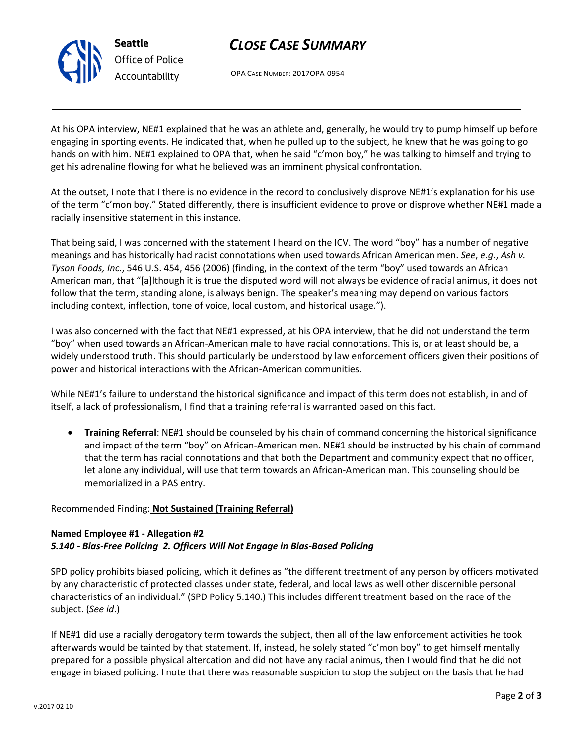At his OPA interview, NE#1 explained that he was an athlete and, generally, he would try to pump himself up before engaging in sporting events. He indicated that, when he pulled up to the subject, he knew that he was going to go hands on with him. NE#1 explained to OPA that, when he said "c'mon boy," he was talking to himself and trying to get his adrenaline flowing for what he believed was an imminent physical confrontation.

At the outset, I note that I there is no evidence in the record to conclusively disprove NE#1's explanation for his use of the term "c'mon boy." Stated differently, there is insufficient evidence to prove or disprove whether NE#1 made a racially insensitive statement in this instance.

That being said, I was concerned with the statement I heard on the ICV. The word "boy" has a number of negative meanings and has historically had racist connotations when used towards African American men. *See*, *e.g.*, *Ash v. Tyson Foods, Inc.*, 546 U.S. 454, 456 (2006) (finding, in the context of the term "boy" used towards an African American man, that "[a]lthough it is true the disputed word will not always be evidence of racial animus, it does not follow that the term, standing alone, is always benign. The speaker's meaning may depend on various factors including context, inflection, tone of voice, local custom, and historical usage.").

I was also concerned with the fact that NE#1 expressed, at his OPA interview, that he did not understand the term "boy" when used towards an African-American male to have racial connotations. This is, or at least should be, a widely understood truth. This should particularly be understood by law enforcement officers given their positions of power and historical interactions with the African-American communities.

While NE#1's failure to understand the historical significance and impact of this term does not establish, in and of itself, a lack of professionalism, I find that a training referral is warranted based on this fact.

- **Training Referral**: NE#1 should be counseled by his chain of command concerning the historical significance and impact of the term "boy" on African-American men. NE#1 should be instructed by his chain of command that the term has racial connotations and that both the Department and community expect that no officer, let alone any individual, will use that term towards an African-American man. This counseling should be memorialized in a PAS entry.

Recommended Finding: **Not Sustained (Training Referral)**

**Named Employee #1 - Allegation #2**
***5.140 - Bias-Free Policing 2. Officers Will Not Engage in Bias-Based Policing***

SPD policy prohibits biased policing, which it defines as "the different treatment of any person by officers motivated by any characteristic of protected classes under state, federal, and local laws as well other discernible personal characteristics of an individual." (SPD Policy 5.140.) This includes different treatment based on the race of the subject. (*See id*.)

If NE#1 did use a racially derogatory term towards the subject, then all of the law enforcement activities he took afterwards would be tainted by that statement. If, instead, he solely stated "c'mon boy" to get himself mentally prepared for a possible physical altercation and did not have any racial animus, then I would find that he did not engage in biased policing. I note that there was reasonable suspicion to stop the subject on the basis that he had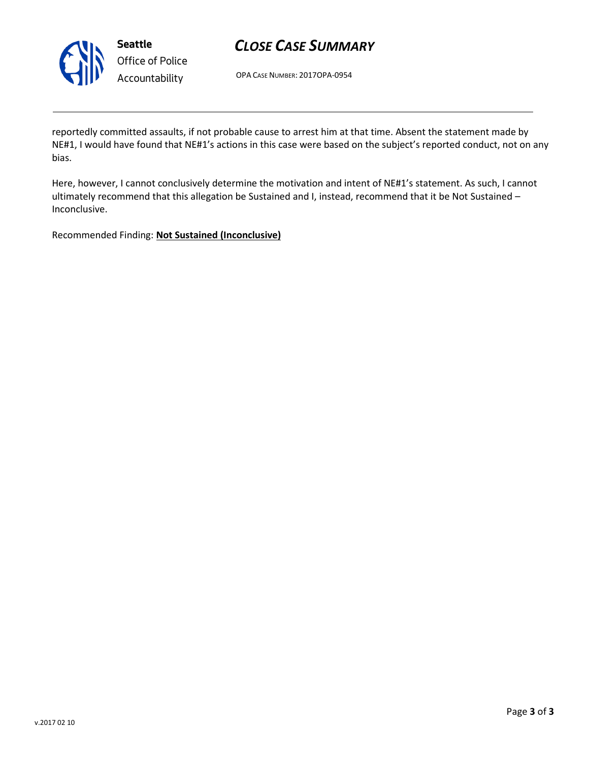reportedly committed assaults, if not probable cause to arrest him at that time. Absent the statement made by NE#1, I would have found that NE#1's actions in this case were based on the subject's reported conduct, not on any bias.

Here, however, I cannot conclusively determine the motivation and intent of NE#1's statement. As such, I cannot ultimately recommend that this allegation be Sustained and I, instead, recommend that it be Not Sustained – Inconclusive.

Recommended Finding: **Not Sustained (Inconclusive)**